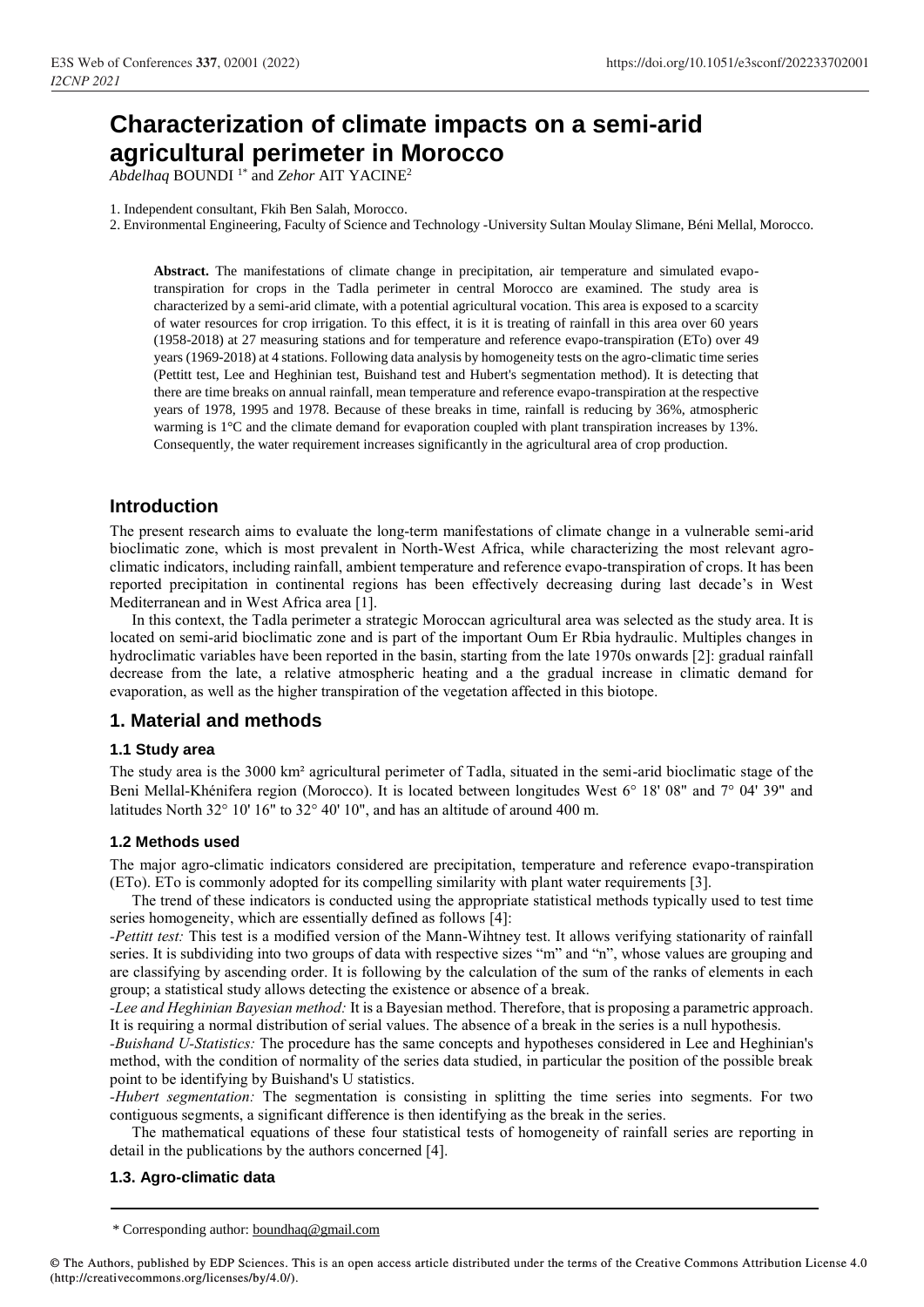# Characterization of climate impacts on a semi-arid agricultural perimeter in Morocco

*Abdelhaq* BOUNDI [1*] and *Zehor* AIT YACINE[2]

1. Independent consultant, Fkih Ben Salah, Morocco.
2. Environmental Engineering, Faculty of Science and Technology -University Sultan Moulay Slimane, Béni Mellal, Morocco.

**Abstract.** The manifestations of climate change in precipitation, air temperature and simulated evapo-transpiration for crops in the Tadla perimeter in central Morocco are examined. The study area is characterized by a semi-arid climate, with a potential agricultural vocation. This area is exposed to a scarcity of water resources for crop irrigation. To this effect, it is it is treating of rainfall in this area over 60 years (1958-2018) at 27 measuring stations and for temperature and reference evapo-transpiration (ETo) over 49 years (1969-2018) at 4 stations. Following data analysis by homogeneity tests on the agro-climatic time series (Pettitt test, Lee and Heghinian test, Buishand test and Hubert's segmentation method). It is detecting that there are time breaks on annual rainfall, mean temperature and reference evapo-transpiration at the respective years of 1978, 1995 and 1978. Because of these breaks in time, rainfall is reducing by 36%, atmospheric warming is 1°C and the climate demand for evaporation coupled with plant transpiration increases by 13%. Consequently, the water requirement increases significantly in the agricultural area of crop production.

## Introduction

The present research aims to evaluate the long-term manifestations of climate change in a vulnerable semi-arid bioclimatic zone, which is most prevalent in North-West Africa, while characterizing the most relevant agro-climatic indicators, including rainfall, ambient temperature and reference evapo-transpiration of crops. It has been reported precipitation in continental regions has been effectively decreasing during last decade's in West Mediterranean and in West Africa area [1].

In this context, the Tadla perimeter a strategic Moroccan agricultural area was selected as the study area. It is located on semi-arid bioclimatic zone and is part of the important Oum Er Rbia hydraulic. Multiples changes in hydroclimatic variables have been reported in the basin, starting from the late 1970s onwards [2]: gradual rainfall decrease from the late, a relative atmospheric heating and a the gradual increase in climatic demand for evaporation, as well as the higher transpiration of the vegetation affected in this biotope.

## 1. Material and methods

### 1.1 Study area

The study area is the 3000 km² agricultural perimeter of Tadla, situated in the semi-arid bioclimatic stage of the Beni Mellal-Khénifera region (Morocco). It is located between longitudes West 6° 18' 08" and 7° 04' 39" and latitudes North 32° 10' 16" to 32° 40' 10", and has an altitude of around 400 m.

### 1.2 Methods used

The major agro-climatic indicators considered are precipitation, temperature and reference evapo-transpiration (ETo). ETo is commonly adopted for its compelling similarity with plant water requirements [3].

The trend of these indicators is conducted using the appropriate statistical methods typically used to test time series homogeneity, which are essentially defined as follows [4]:

*-Pettitt test:* This test is a modified version of the Mann-Wihtney test. It allows verifying stationarity of rainfall series. It is subdividing into two groups of data with respective sizes "m" and "n", whose values are grouping and are classifying by ascending order. It is following by the calculation of the sum of the ranks of elements in each group; a statistical study allows detecting the existence or absence of a break.

*-Lee and Heghinian Bayesian method:* It is a Bayesian method. Therefore, that is proposing a parametric approach. It is requiring a normal distribution of serial values. The absence of a break in the series is a null hypothesis.

*-Buishand U-Statistics:* The procedure has the same concepts and hypotheses considered in Lee and Heghinian's method, with the condition of normality of the series data studied, in particular the position of the possible break point to be identifying by Buishand's U statistics.

*-Hubert segmentation:* The segmentation is consisting in splitting the time series into segments. For two contiguous segments, a significant difference is then identifying as the break in the series.

The mathematical equations of these four statistical tests of homogeneity of rainfall series are reporting in detail in the publications by the authors concerned [4].

### 1.3. Agro-climatic data

\* Corresponding author: boundhaq@gmail.com

© The Authors, published by EDP Sciences. This is an open access article distributed under the terms of the Creative Commons Attribution License 4.0 (http://creativecommons.org/licenses/by/4.0/).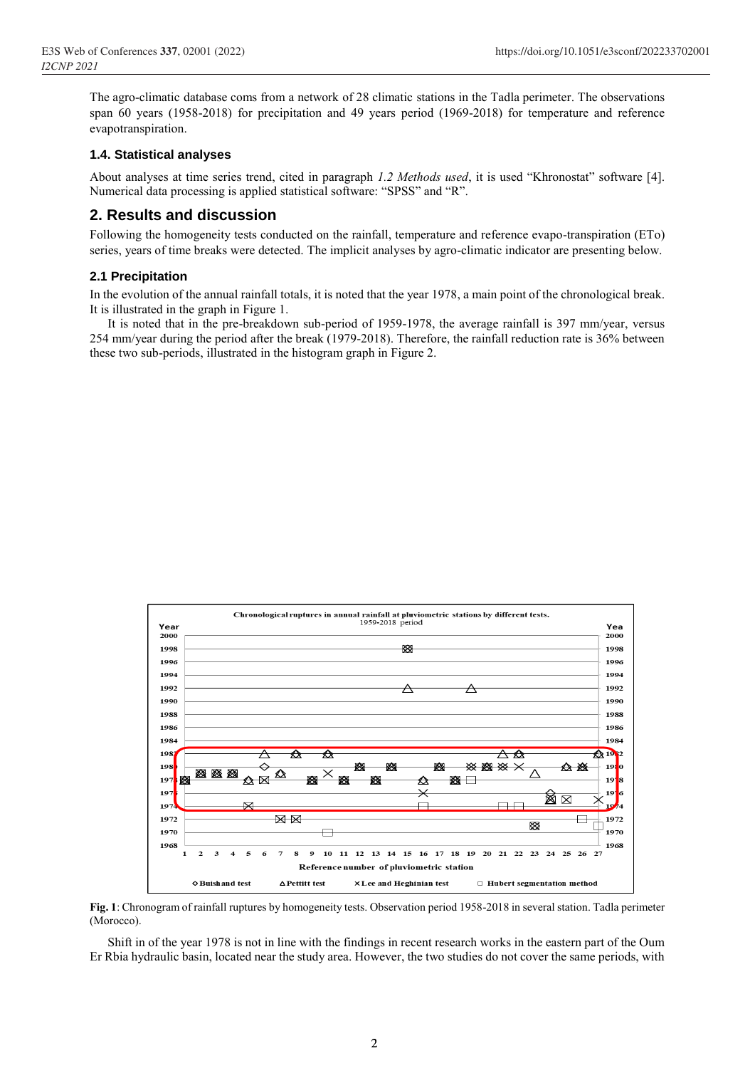The agro-climatic database coms from a network of 28 climatic stations in the Tadla perimeter. The observations span 60 years (1958-2018) for precipitation and 49 years period (1969-2018) for temperature and reference evapotranspiration.

### 1.4. Statistical analyses

About analyses at time series trend, cited in paragraph *1.2 Methods used*, it is used "Khronostat" software [4]. Numerical data processing is applied statistical software: "SPSS" and "R".

## 2. Results and discussion

Following the homogeneity tests conducted on the rainfall, temperature and reference evapo-transpiration (ETo) series, years of time breaks were detected. The implicit analyses by agro-climatic indicator are presenting below.

### 2.1 Precipitation

In the evolution of the annual rainfall totals, it is noted that the year 1978, a main point of the chronological break. It is illustrated in the graph in Figure 1.

It is noted that in the pre-breakdown sub-period of 1959-1978, the average rainfall is 397 mm/year, versus 254 mm/year during the period after the break (1979-2018). Therefore, the rainfall reduction rate is 36% between these two sub-periods, illustrated in the histogram graph in Figure 2.

**Fig. 1**: Chronogram of rainfall ruptures by homogeneity tests. Observation period 1958-2018 in several station. Tadla perimeter (Morocco).

Shift in of the year 1978 is not in line with the findings in recent research works in the eastern part of the Oum Er Rbia hydraulic basin, located near the study area. However, the two studies do not cover the same periods, with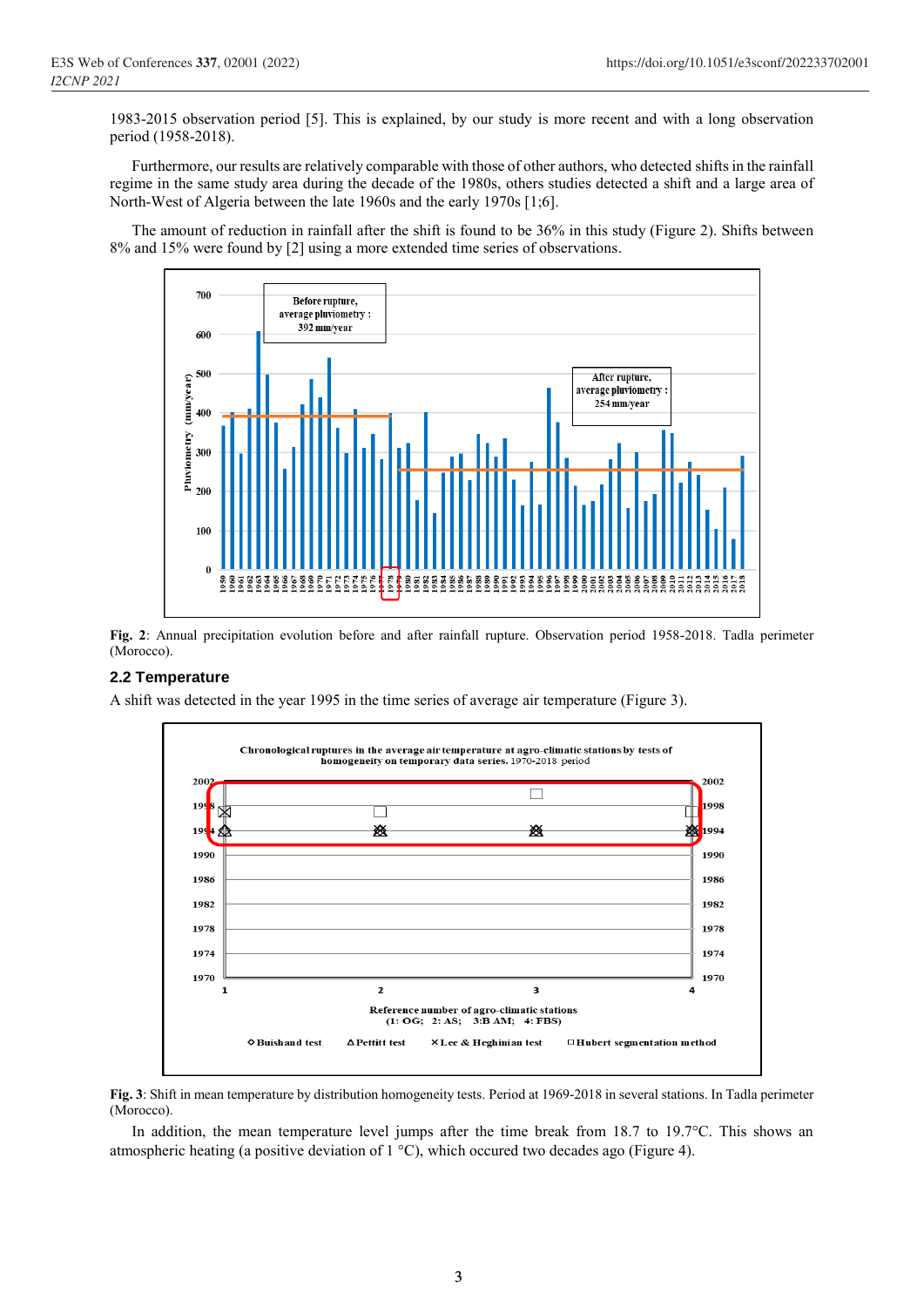1983-2015 observation period [5]. This is explained, by our study is more recent and with a long observation period (1958-2018).

Furthermore, our results are relatively comparable with those of other authors, who detected shifts in the rainfall regime in the same study area during the decade of the 1980s, others studies detected a shift and a large area of North-West of Algeria between the late 1960s and the early 1970s [1;6].

The amount of reduction in rainfall after the shift is found to be 36% in this study (Figure 2). Shifts between 8% and 15% were found by [2] using a more extended time series of observations.

**Fig. 2**: Annual precipitation evolution before and after rainfall rupture. Observation period 1958-2018. Tadla perimeter (Morocco).

## 2.2 Temperature

A shift was detected in the year 1995 in the time series of average air temperature (Figure 3).

**Fig. 3**: Shift in mean temperature by distribution homogeneity tests. Period at 1969-2018 in several stations. In Tadla perimeter (Morocco).

In addition, the mean temperature level jumps after the time break from 18.7 to 19.7°C. This shows an atmospheric heating (a positive deviation of 1 °C), which occured two decades ago (Figure 4).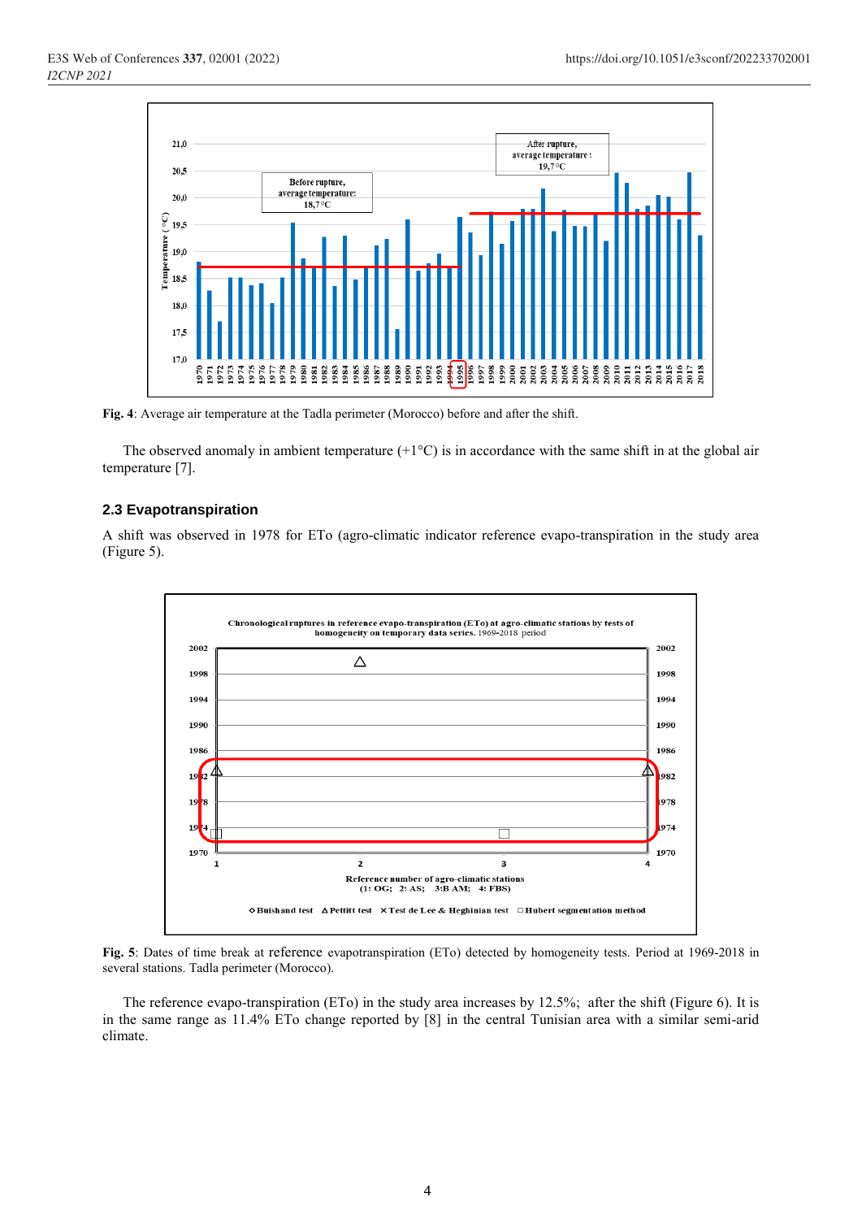**Fig. 4**: Average air temperature at the Tadla perimeter (Morocco) before and after the shift.

The observed anomaly in ambient temperature (+1°C) is in accordance with the same shift in at the global air temperature [7].

### 2.3 Evapotranspiration

A shift was observed in 1978 for ETo (agro-climatic indicator reference evapo-transpiration in the study area (Figure 5).

**Fig. 5**: Dates of time break at reference evapotranspiration (ETo) detected by homogeneity tests. Period at 1969-2018 in several stations. Tadla perimeter (Morocco).

The reference evapo-transpiration (ETo) in the study area increases by 12.5%; after the shift (Figure 6). It is in the same range as 11.4% ETo change reported by [8] in the central Tunisian area with a similar semi-arid climate.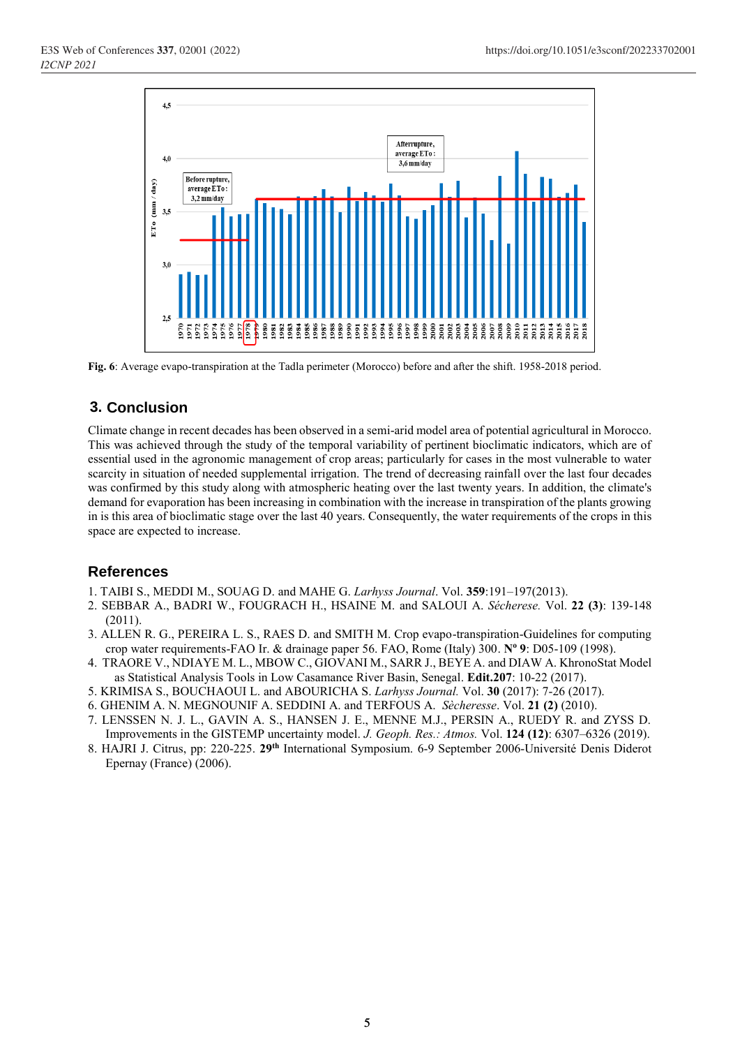4,5

4,0

3,5

3,0

2,5

ETo (mm / day)

Before rupture, average ETo : 3,2 mm/day

Afterrupture, average ETo : 3,6 mm/day

1970 1971 1972 1973 1974 1975 1976 1977 1978 1979 1980 1981 1982 1983 1984 1985 1986 1987 1988 1989 1990 1991 1992 1993 1994 1995 1996 1997 1998 1999 2000 2001 2002 2003 2004 2005 2006 2007 2008 2009 2010 2011 2012 2013 2014 2015 2016 2017 2018

**Fig. 6**: Average evapo-transpiration at the Tadla perimeter (Morocco) before and after the shift. 1958-2018 period.

## 3. Conclusion

Climate change in recent decades has been observed in a semi-arid model area of potential agricultural in Morocco. This was achieved through the study of the temporal variability of pertinent bioclimatic indicators, which are of essential used in the agronomic management of crop areas; particularly for cases in the most vulnerable to water scarcity in situation of needed supplemental irrigation. The trend of decreasing rainfall over the last four decades was confirmed by this study along with atmospheric heating over the last twenty years. In addition, the climate's demand for evaporation has been increasing in combination with the increase in transpiration of the plants growing in is this area of bioclimatic stage over the last 40 years. Consequently, the water requirements of the crops in this space are expected to increase.

## References

1. TAIBI S., MEDDI M., SOUAG D. and MAHE G. *Larhyss Journal*. Vol. **359**:191–197(2013).
2. SEBBAR A., BADRI W., FOUGRACH H., HSAINE M. and SALOUI A. *Sécherese.* Vol. **22 (3)**: 139-148 (2011).
3. ALLEN R. G., PEREIRA L. S., RAES D. and SMITH M. Crop evapo-transpiration-Guidelines for computing crop water requirements-FAO Ir. & drainage paper 56. FAO, Rome (Italy) 300. **Nº 9**: D05-109 (1998).
4. TRAORE V., NDIAYE M. L., MBOW C., GIOVANI M., SARR J., BEYE A. and DIAW A. KhronoStat Model as Statistical Analysis Tools in Low Casamance River Basin, Senegal. **Edit.207**: 10-22 (2017).
5. KRIMISA S., BOUCHAOUI L. and ABOURICHA S. *Larhyss Journal.* Vol. **30** (2017): 7-26 (2017).
6. GHENIM A. N. MEGNOUNIF A. SEDDINI A. and TERFOUS A. *Sècheresse*. Vol. **21 (2)** (2010).
7. LENSSEN N. J. L., GAVIN A. S., HANSEN J. E., MENNE M.J., PERSIN A., RUEDY R. and ZYSS D. Improvements in the GISTEMP uncertainty model. *J. Geoph. Res.: Atmos.* Vol. **124 (12)**: 6307–6326 (2019).
8. HAJRI J. Citrus, pp: 220-225. **29th** International Symposium. 6-9 September 2006-Université Denis Diderot Epernay (France) (2006).